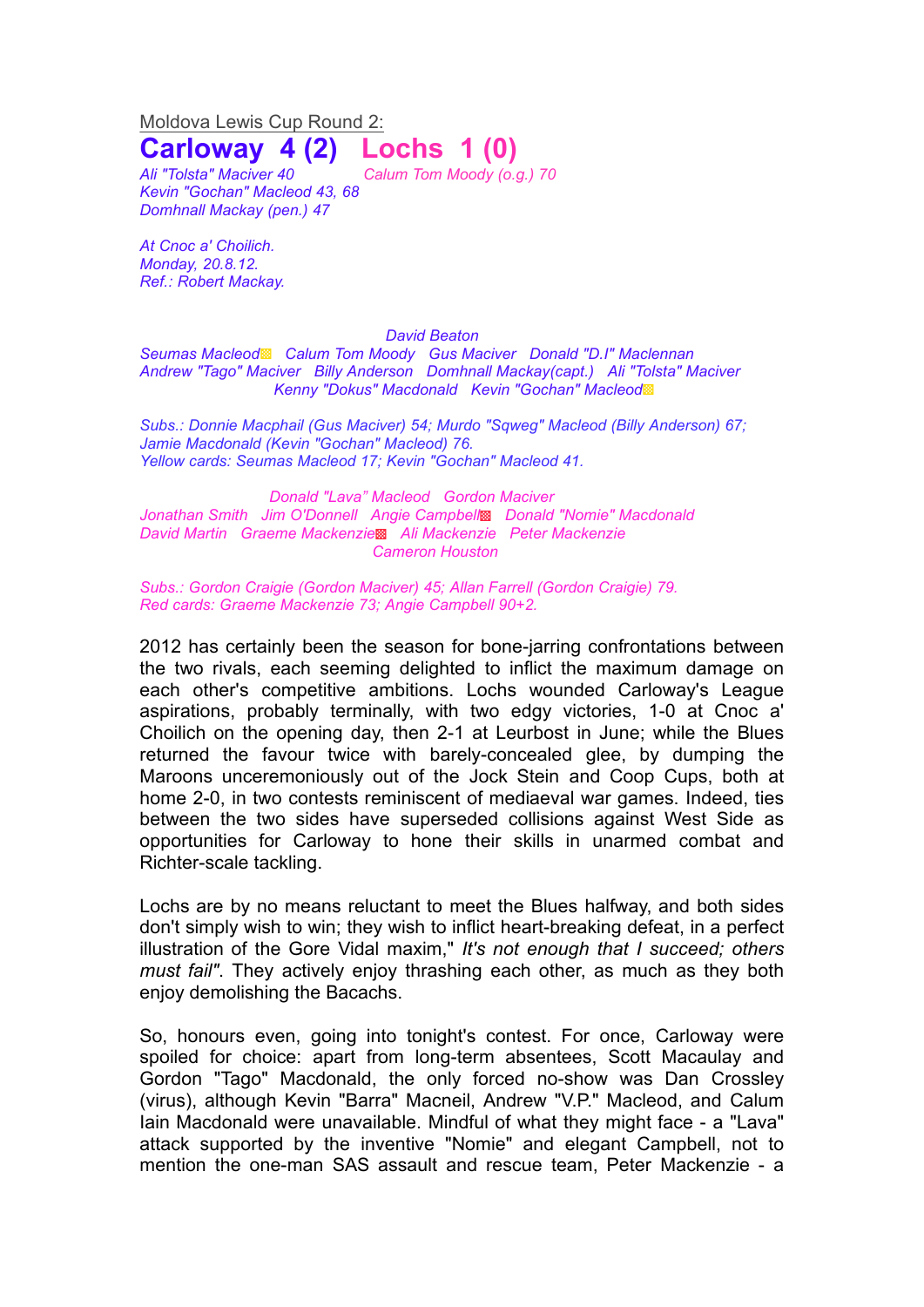Moldova Lewis Cup Round 2:

# Carloway 4 (2) Lochs 1 (0)

*Ali "Tolsta" Maciver 40*
*Kevin "Gochan" Macleod 43, 68*
*Domhnall Mackay (pen.) 47*

*Calum Tom Moody (o.g.) 70*

*At Cnoc a' Choilich.*
*Monday, 20.8.12.*
*Ref.: Robert Mackay.*

*David Beaton*
*Seumas Macleod Calum Tom Moody Gus Maciver Donald "D.I" Maclennan*
*Andrew "Tago" Maciver Billy Anderson Domhnall Mackay(capt.) Ali "Tolsta" Maciver*
*Kenny "Dokus" Macdonald Kevin "Gochan" Macleod*

*Subs.: Donnie Macphail (Gus Maciver) 54; Murdo "Sqweg" Macleod (Billy Anderson) 67; Jamie Macdonald (Kevin "Gochan" Macleod) 76.*
*Yellow cards: Seumas Macleod 17; Kevin "Gochan" Macleod 41.*

*Donald "Lava" Macleod Gordon Maciver*
*Jonathan Smith Jim O'Donnell Angie Campbell Donald "Nomie" Macdonald*
*David Martin Graeme Mackenzie Ali Mackenzie Peter Mackenzie*
*Cameron Houston*

*Subs.: Gordon Craigie (Gordon Maciver) 45; Allan Farrell (Gordon Craigie) 79.*
*Red cards: Graeme Mackenzie 73; Angie Campbell 90+2.*

2012 has certainly been the season for bone-jarring confrontations between the two rivals, each seeming delighted to inflict the maximum damage on each other's competitive ambitions. Lochs wounded Carloway's League aspirations, probably terminally, with two edgy victories, 1-0 at Cnoc a' Choilich on the opening day, then 2-1 at Leurbost in June; while the Blues returned the favour twice with barely-concealed glee, by dumping the Maroons unceremoniously out of the Jock Stein and Coop Cups, both at home 2-0, in two contests reminiscent of mediaeval war games. Indeed, ties between the two sides have superseded collisions against West Side as opportunities for Carloway to hone their skills in unarmed combat and Richter-scale tackling.

Lochs are by no means reluctant to meet the Blues halfway, and both sides don't simply wish to win; they wish to inflict heart-breaking defeat, in a perfect illustration of the Gore Vidal maxim," *It's not enough that I succeed; others must fail"*. They actively enjoy thrashing each other, as much as they both enjoy demolishing the Bacachs.

So, honours even, going into tonight's contest. For once, Carloway were spoiled for choice: apart from long-term absentees, Scott Macaulay and Gordon "Tago" Macdonald, the only forced no-show was Dan Crossley (virus), although Kevin "Barra" Macneil, Andrew "V.P." Macleod, and Calum Iain Macdonald were unavailable. Mindful of what they might face - a "Lava" attack supported by the inventive "Nomie" and elegant Campbell, not to mention the one-man SAS assault and rescue team, Peter Mackenzie - a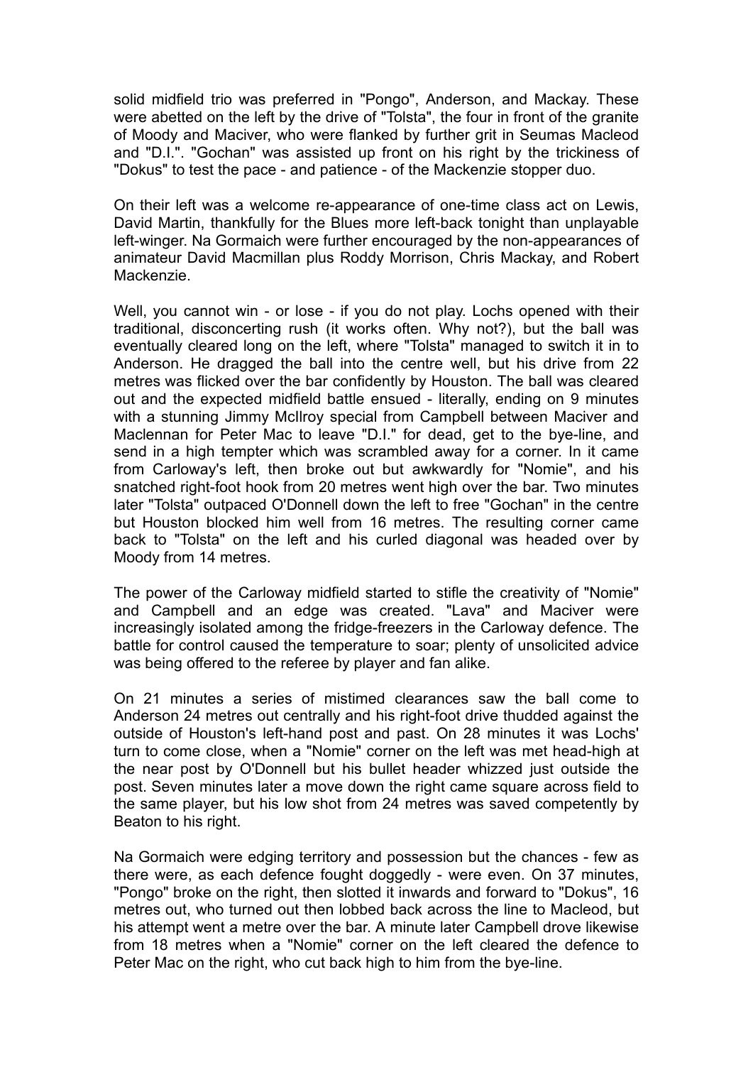solid midfield trio was preferred in "Pongo", Anderson, and Mackay. These were abetted on the left by the drive of "Tolsta", the four in front of the granite of Moody and Maciver, who were flanked by further grit in Seumas Macleod and "D.I.". "Gochan" was assisted up front on his right by the trickiness of "Dokus" to test the pace - and patience - of the Mackenzie stopper duo.

On their left was a welcome re-appearance of one-time class act on Lewis, David Martin, thankfully for the Blues more left-back tonight than unplayable left-winger. Na Gormaich were further encouraged by the non-appearances of animateur David Macmillan plus Roddy Morrison, Chris Mackay, and Robert Mackenzie.

Well, you cannot win - or lose - if you do not play. Lochs opened with their traditional, disconcerting rush (it works often. Why not?), but the ball was eventually cleared long on the left, where "Tolsta" managed to switch it in to Anderson. He dragged the ball into the centre well, but his drive from 22 metres was flicked over the bar confidently by Houston. The ball was cleared out and the expected midfield battle ensued - literally, ending on 9 minutes with a stunning Jimmy McIlroy special from Campbell between Maciver and Maclennan for Peter Mac to leave "D.I." for dead, get to the bye-line, and send in a high tempter which was scrambled away for a corner. In it came from Carloway's left, then broke out but awkwardly for "Nomie", and his snatched right-foot hook from 20 metres went high over the bar. Two minutes later "Tolsta" outpaced O'Donnell down the left to free "Gochan" in the centre but Houston blocked him well from 16 metres. The resulting corner came back to "Tolsta" on the left and his curled diagonal was headed over by Moody from 14 metres.

The power of the Carloway midfield started to stifle the creativity of "Nomie" and Campbell and an edge was created. "Lava" and Maciver were increasingly isolated among the fridge-freezers in the Carloway defence. The battle for control caused the temperature to soar; plenty of unsolicited advice was being offered to the referee by player and fan alike.

On 21 minutes a series of mistimed clearances saw the ball come to Anderson 24 metres out centrally and his right-foot drive thudded against the outside of Houston's left-hand post and past. On 28 minutes it was Lochs' turn to come close, when a "Nomie" corner on the left was met head-high at the near post by O'Donnell but his bullet header whizzed just outside the post. Seven minutes later a move down the right came square across field to the same player, but his low shot from 24 metres was saved competently by Beaton to his right.

Na Gormaich were edging territory and possession but the chances - few as there were, as each defence fought doggedly - were even. On 37 minutes, "Pongo" broke on the right, then slotted it inwards and forward to "Dokus", 16 metres out, who turned out then lobbed back across the line to Macleod, but his attempt went a metre over the bar. A minute later Campbell drove likewise from 18 metres when a "Nomie" corner on the left cleared the defence to Peter Mac on the right, who cut back high to him from the bye-line.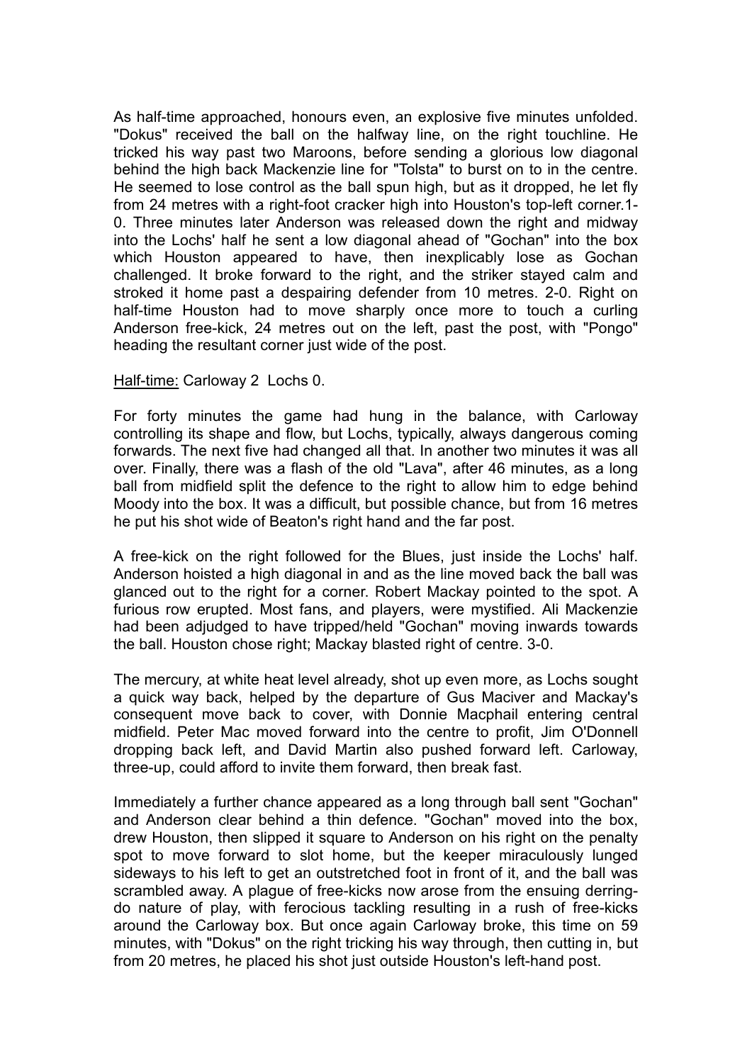As half-time approached, honours even, an explosive five minutes unfolded. "Dokus" received the ball on the halfway line, on the right touchline. He tricked his way past two Maroons, before sending a glorious low diagonal behind the high back Mackenzie line for "Tolsta" to burst on to in the centre. He seemed to lose control as the ball spun high, but as it dropped, he let fly from 24 metres with a right-foot cracker high into Houston's top-left corner.1-0. Three minutes later Anderson was released down the right and midway into the Lochs' half he sent a low diagonal ahead of "Gochan" into the box which Houston appeared to have, then inexplicably lose as Gochan challenged. It broke forward to the right, and the striker stayed calm and stroked it home past a despairing defender from 10 metres. 2-0. Right on half-time Houston had to move sharply once more to touch a curling Anderson free-kick, 24 metres out on the left, past the post, with "Pongo" heading the resultant corner just wide of the post.

<u>Half-time:</u> Carloway 2  Lochs 0.

For forty minutes the game had hung in the balance, with Carloway controlling its shape and flow, but Lochs, typically, always dangerous coming forwards. The next five had changed all that. In another two minutes it was all over. Finally, there was a flash of the old "Lava", after 46 minutes, as a long ball from midfield split the defence to the right to allow him to edge behind Moody into the box. It was a difficult, but possible chance, but from 16 metres he put his shot wide of Beaton's right hand and the far post.

A free-kick on the right followed for the Blues, just inside the Lochs' half. Anderson hoisted a high diagonal in and as the line moved back the ball was glanced out to the right for a corner. Robert Mackay pointed to the spot. A furious row erupted. Most fans, and players, were mystified. Ali Mackenzie had been adjudged to have tripped/held "Gochan" moving inwards towards the ball. Houston chose right; Mackay blasted right of centre. 3-0.

The mercury, at white heat level already, shot up even more, as Lochs sought a quick way back, helped by the departure of Gus Maciver and Mackay's consequent move back to cover, with Donnie Macphail entering central midfield. Peter Mac moved forward into the centre to profit, Jim O'Donnell dropping back left, and David Martin also pushed forward left. Carloway, three-up, could afford to invite them forward, then break fast.

Immediately a further chance appeared as a long through ball sent "Gochan" and Anderson clear behind a thin defence. "Gochan" moved into the box, drew Houston, then slipped it square to Anderson on his right on the penalty spot to move forward to slot home, but the keeper miraculously lunged sideways to his left to get an outstretched foot in front of it, and the ball was scrambled away. A plague of free-kicks now arose from the ensuing derring-do nature of play, with ferocious tackling resulting in a rush of free-kicks around the Carloway box. But once again Carloway broke, this time on 59 minutes, with "Dokus" on the right tricking his way through, then cutting in, but from 20 metres, he placed his shot just outside Houston's left-hand post.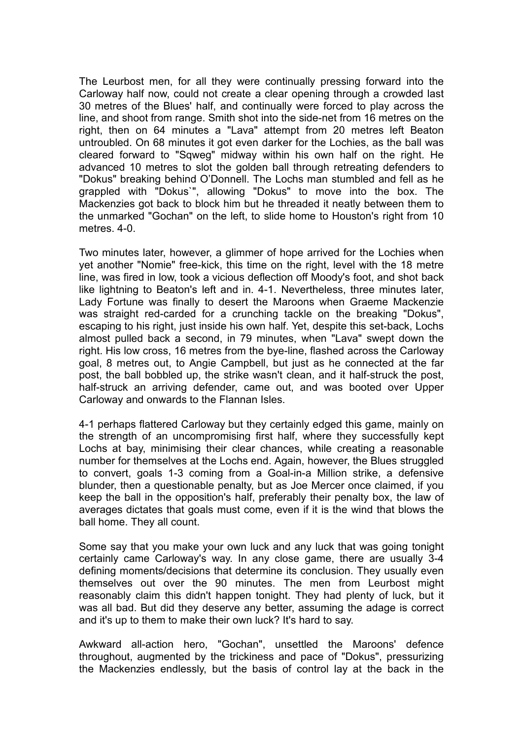The Leurbost men, for all they were continually pressing forward into the Carloway half now, could not create a clear opening through a crowded last 30 metres of the Blues' half, and continually were forced to play across the line, and shoot from range. Smith shot into the side-net from 16 metres on the right, then on 64 minutes a "Lava" attempt from 20 metres left Beaton untroubled. On 68 minutes it got even darker for the Lochies, as the ball was cleared forward to "Sqweg" midway within his own half on the right. He advanced 10 metres to slot the golden ball through retreating defenders to "Dokus" breaking behind O'Donnell. The Lochs man stumbled and fell as he grappled with "Dokus`", allowing "Dokus" to move into the box. The Mackenzies got back to block him but he threaded it neatly between them to the unmarked "Gochan" on the left, to slide home to Houston's right from 10 metres. 4-0.

Two minutes later, however, a glimmer of hope arrived for the Lochies when yet another "Nomie" free-kick, this time on the right, level with the 18 metre line, was fired in low, took a vicious deflection off Moody's foot, and shot back like lightning to Beaton's left and in. 4-1. Nevertheless, three minutes later, Lady Fortune was finally to desert the Maroons when Graeme Mackenzie was straight red-carded for a crunching tackle on the breaking "Dokus", escaping to his right, just inside his own half. Yet, despite this set-back, Lochs almost pulled back a second, in 79 minutes, when "Lava" swept down the right. His low cross, 16 metres from the bye-line, flashed across the Carloway goal, 8 metres out, to Angie Campbell, but just as he connected at the far post, the ball bobbled up, the strike wasn't clean, and it half-struck the post, half-struck an arriving defender, came out, and was booted over Upper Carloway and onwards to the Flannan Isles.

4-1 perhaps flattered Carloway but they certainly edged this game, mainly on the strength of an uncompromising first half, where they successfully kept Lochs at bay, minimising their clear chances, while creating a reasonable number for themselves at the Lochs end. Again, however, the Blues struggled to convert, goals 1-3 coming from a Goal-in-a Million strike, a defensive blunder, then a questionable penalty, but as Joe Mercer once claimed, if you keep the ball in the opposition's half, preferably their penalty box, the law of averages dictates that goals must come, even if it is the wind that blows the ball home. They all count.

Some say that you make your own luck and any luck that was going tonight certainly came Carloway's way. In any close game, there are usually 3-4 defining moments/decisions that determine its conclusion. They usually even themselves out over the 90 minutes. The men from Leurbost might reasonably claim this didn't happen tonight. They had plenty of luck, but it was all bad. But did they deserve any better, assuming the adage is correct and it's up to them to make their own luck? It's hard to say.

Awkward all-action hero, "Gochan", unsettled the Maroons' defence throughout, augmented by the trickiness and pace of "Dokus", pressurizing the Mackenzies endlessly, but the basis of control lay at the back in the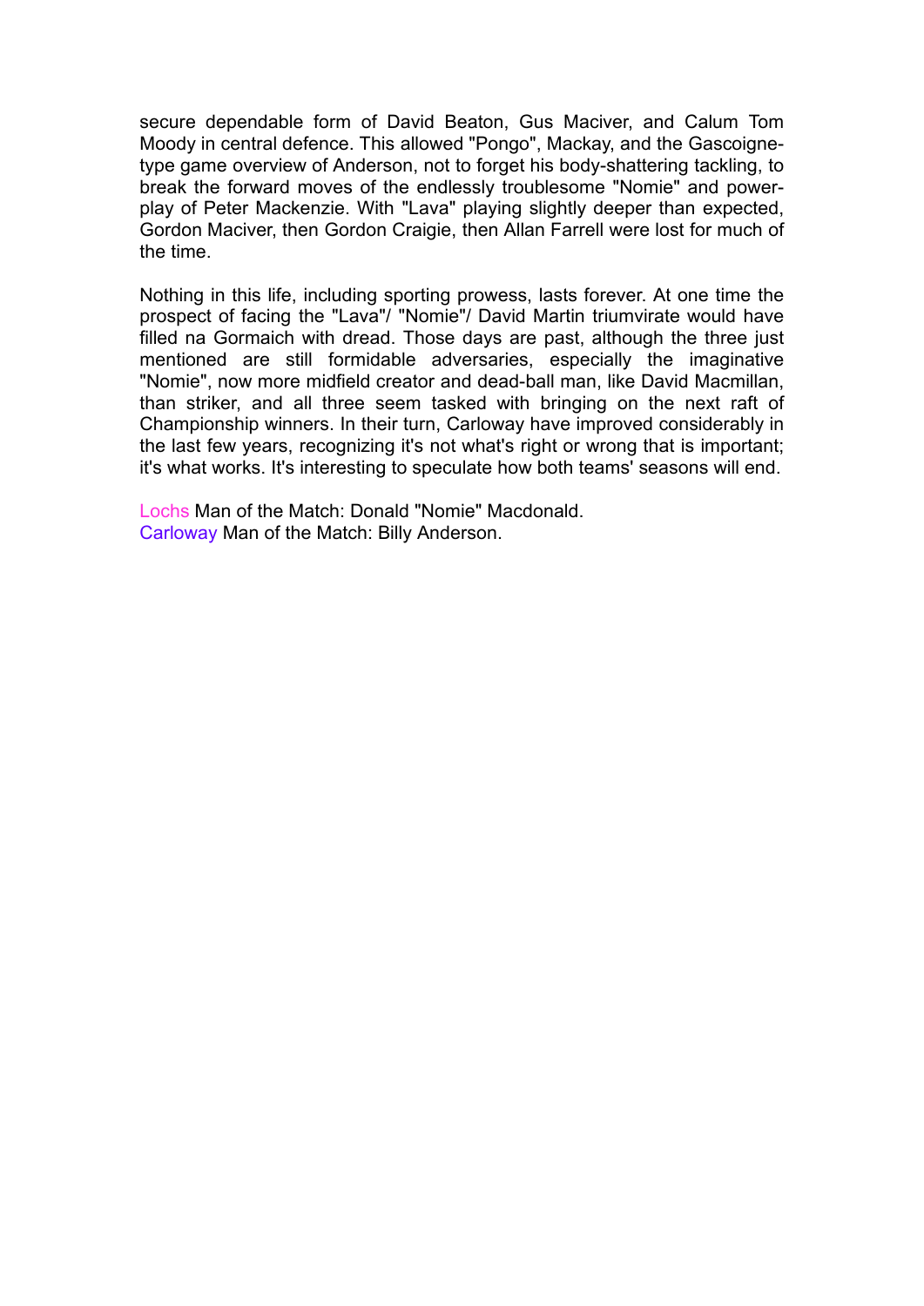secure dependable form of David Beaton, Gus Maciver, and Calum Tom Moody in central defence. This allowed "Pongo", Mackay, and the Gascoigne-type game overview of Anderson, not to forget his body-shattering tackling, to break the forward moves of the endlessly troublesome "Nomie" and power-play of Peter Mackenzie. With "Lava" playing slightly deeper than expected, Gordon Maciver, then Gordon Craigie, then Allan Farrell were lost for much of the time.

Nothing in this life, including sporting prowess, lasts forever. At one time the prospect of facing the "Lava"/ "Nomie"/ David Martin triumvirate would have filled na Gormaich with dread. Those days are past, although the three just mentioned are still formidable adversaries, especially the imaginative "Nomie", now more midfield creator and dead-ball man, like David Macmillan, than striker, and all three seem tasked with bringing on the next raft of Championship winners. In their turn, Carloway have improved considerably in the last few years, recognizing it's not what's right or wrong that is important; it's what works. It's interesting to speculate how both teams' seasons will end.

Lochs Man of the Match: Donald "Nomie" Macdonald.
Carloway Man of the Match: Billy Anderson.